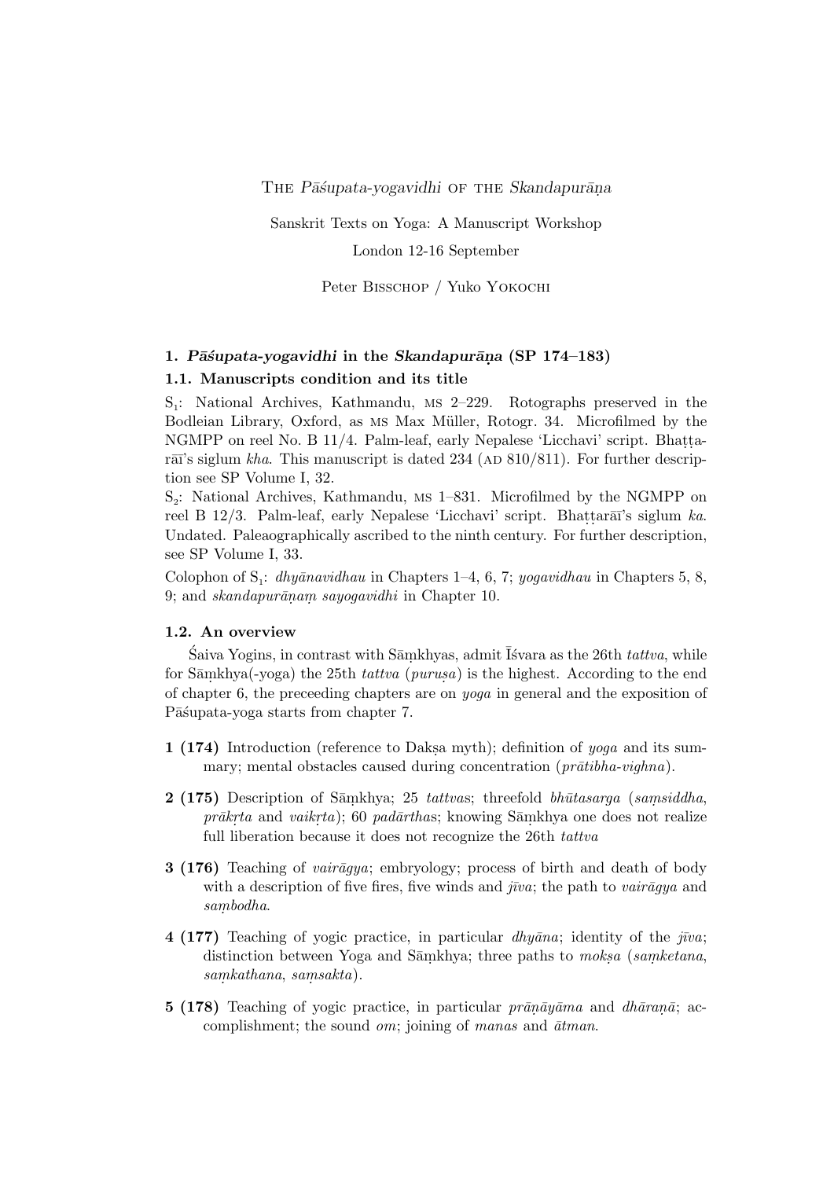The *Pāśupata-yogavidhi* of the *Skandapurāṇa*

Sanskrit Texts on Yoga: A Manuscript Workshop

London 12-16 September

Peter Bisschop / Yuko Yokochi

## 1. *Pāśupata-yogavidhi* in the *Skandapurāṇa* (SP 174–183)

### 1.1. Manuscripts condition and its title

$S_1$: National Archives, Kathmandu, MS 2–229. Rotographs preserved in the Bodleian Library, Oxford, as MS Max Müller, Rotogr. 34. Microfilmed by the NGMPP on reel No. B 11/4. Palm-leaf, early Nepalese 'Licchavi' script. Bhaṭṭarāī's siglum *kha*. This manuscript is dated 234 (AD 810/811). For further description see SP Volume I, 32.

$S_2$: National Archives, Kathmandu, MS 1–831. Microfilmed by the NGMPP on reel B 12/3. Palm-leaf, early Nepalese 'Licchavi' script. Bhaṭṭarāī's siglum *ka*. Undated. Paleaographically ascribed to the ninth century. For further description, see SP Volume I, 33.

Colophon of $S_1$: *dhyānavidhau* in Chapters 1–4, 6, 7; *yogavidhau* in Chapters 5, 8, 9; and *skandapurāṇaṃ sayogavidhi* in Chapter 10.

### 1.2. An overview

Śaiva Yogins, in contrast with Sāṃkhyas, admit Īśvara as the 26th *tattva*, while for Sāṃkhya(-yoga) the 25th *tattva* (*puruṣa*) is the highest. According to the end of chapter 6, the preceeding chapters are on *yoga* in general and the exposition of Pāśupata-yoga starts from chapter 7.

- **1 (174)** Introduction (reference to Dakṣa myth); definition of *yoga* and its summary; mental obstacles caused during concentration (*prātibha-vighna*).
- **2 (175)** Description of Sāṃkhya; 25 *tattva*s; threefold *bhūtasarga* (*saṃsiddha*, *prākṛta* and *vaikṛta*); 60 *padārtha*s; knowing Sāṃkhya one does not realize full liberation because it does not recognize the 26th *tattva*
- **3 (176)** Teaching of *vairāgya*; embryology; process of birth and death of body with a description of five fires, five winds and *jīva*; the path to *vairāgya* and *saṃbodha*.
- **4 (177)** Teaching of yogic practice, in particular *dhyāna*; identity of the *jīva*; distinction between Yoga and Sāṃkhya; three paths to *mokṣa* (*saṃketana*, *saṃkathana*, *saṃsakta*).
- **5 (178)** Teaching of yogic practice, in particular *prāṇāyāma* and *dhāraṇā*; accomplishment; the sound *om*; joining of *manas* and *ātman*.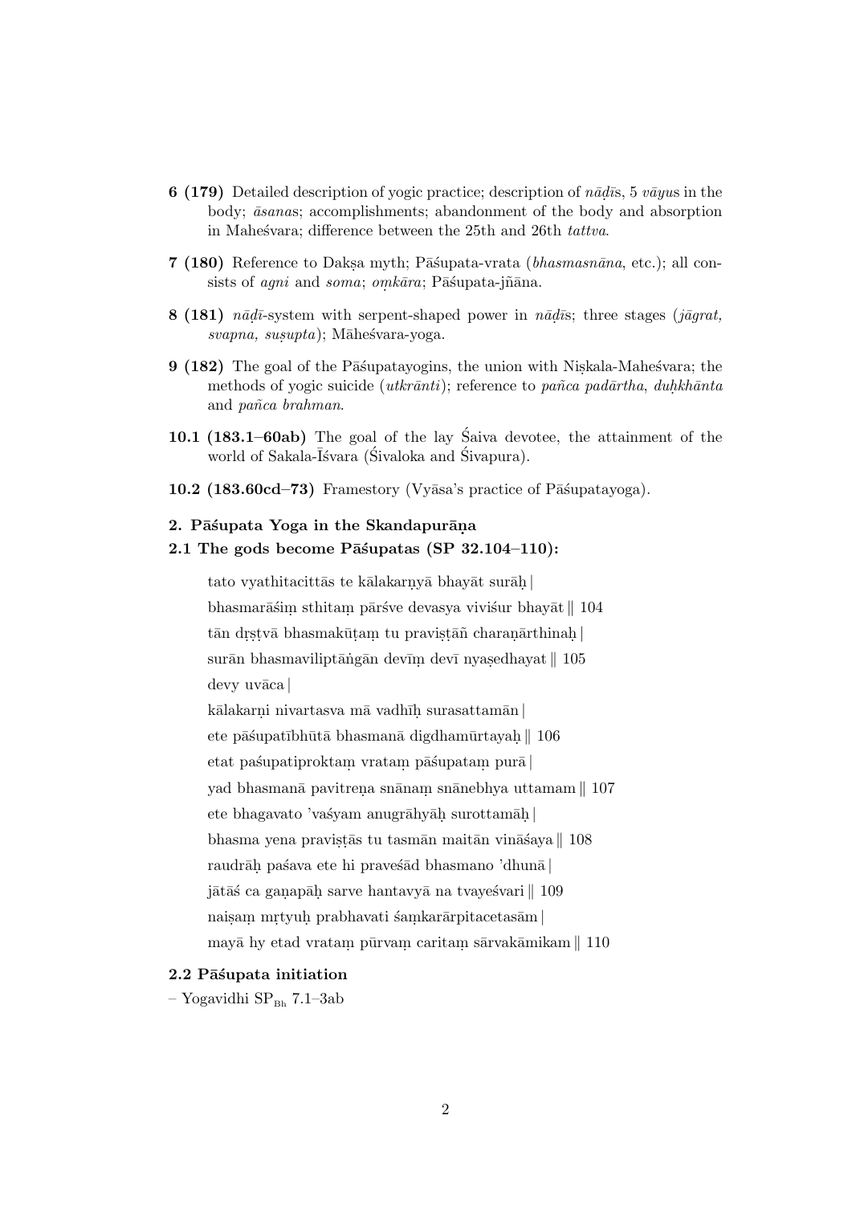- **6 (179)** Detailed description of yogic practice; description of *nāḍī*s, 5 *vāyu*s in the body; *āsana*s; accomplishments; abandonment of the body and absorption in Maheśvara; difference between the 25th and 26th *tattva*.
- **7 (180)** Reference to Dakṣa myth; Pāśupata-vrata (*bhasmasnāna*, etc.); all consists of *agni* and *soma*; *oṃkāra*; Pāśupata-jñāna.
- **8 (181)** *nāḍī*-system with serpent-shaped power in *nāḍī*s; three stages (*jāgrat, svapna, suṣupta*); Māheśvara-yoga.
- **9 (182)** The goal of the Pāśupatayogins, the union with Niṣkala-Maheśvara; the methods of yogic suicide (*utkrānti*); reference to *pañca padārtha*, *duḥkhānta* and *pañca brahman*.
- **10.1 (183.1–60ab)** The goal of the lay Śaiva devotee, the attainment of the world of Sakala-Īśvara (Śivaloka and Śivapura).
- **10.2 (183.60cd–73)** Framestory (Vyāsa's practice of Pāśupatayoga).

## 2. Pāśupata Yoga in the Skandapurāṇa

### 2.1 The gods become Pāśupatas (SP 32.104–110):

tato vyathitacittās te kālakarṇyā bhayāt surāḥ |
bhasmarāśiṃ sthitaṃ pārśve devasya viviśur bhayāt ‖ 104
tān dṛṣṭvā bhasmakūṭaṃ tu praviṣṭāñ charaṇārthinaḥ |
surān bhasmaviliptāṅgān devīṃ devī nyaṣedhayat ‖ 105
devy uvāca |
kālakarṇi nivartasva mā vadhīḥ surasattamān |
ete pāśupatībhūtā bhasmanā digdhamūrtayaḥ ‖ 106
etat paśupatiproktaṃ vrataṃ pāśupataṃ purā |
yad bhasmanā pavitreṇa snānaṃ snānebhya uttamam ‖ 107
ete bhagavato 'vaśyam anugrāhyāḥ surottamāḥ |
bhasma yena praviṣṭās tu tasmān maitān vināśaya ‖ 108
raudrāḥ paśava ete hi praveśād bhasmano 'dhunā |
jātāś ca gaṇapāḥ sarve hantavyā na tvayeśvari ‖ 109
naiṣaṃ mṛtyuḥ prabhavati śaṃkarārpitacetasām |
mayā hy etad vrataṃ pūrvaṃ caritaṃ sārvakāmikam ‖ 110

### 2.2 Pāśupata initiation

– Yogavidhi $SP_{Bh}$ 7.1–3ab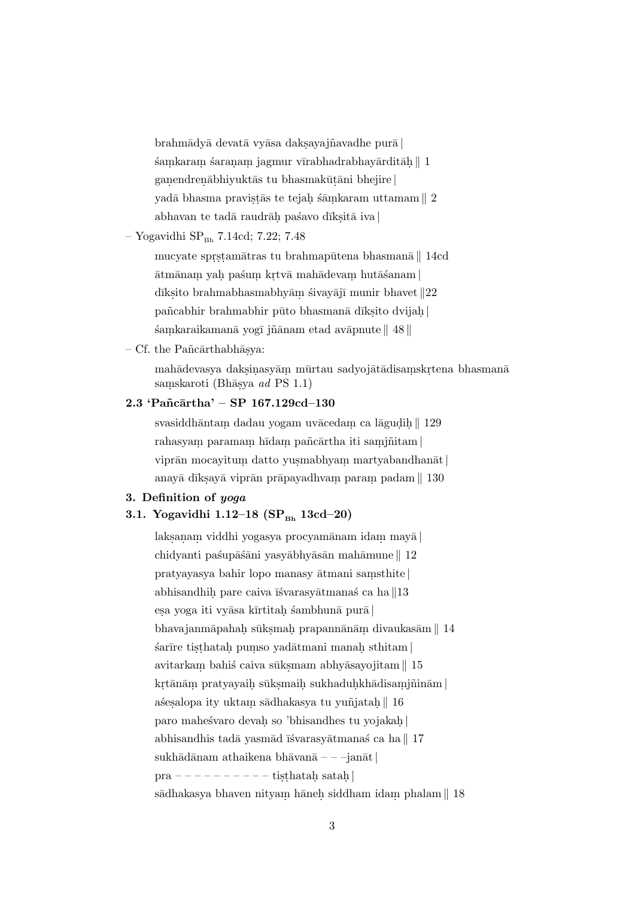brahmādyā devatā vyāsa dakṣayajñavadhe purā |
śaṃkaraṃ śaraṇaṃ jagmur vīrabhadrabhayārditāḥ ‖ 1
gaṇendreṇābhiyuktās tu bhasmakūṭāni bhejire |
yadā bhasma praviṣṭās te tejaḥ śāṃkaram uttamam ‖ 2
abhavan te tadā raudrāḥ paśavo dīkṣitā iva |

– Yogavidhi $SP_{Bh}$ 7.14cd; 7.22; 7.48

mucyate spṛṣṭamātras tu brahmapūtena bhasmanā ‖ 14cd
ātmānaṃ yaḥ paśuṃ kṛtvā mahādevaṃ hutāśanam |
dīkṣito brahmabhasmabhyāṃ śivayājī munir bhavet ‖22
pañcabhir brahmabhir pūto bhasmanā dīkṣito dvijaḥ |
śaṃkaraikamanā yogī jñānam etad avāpnute ‖ 48 ‖

– Cf. the Pañcārthabhāṣya:

mahādevasya dakṣiṇasyāṃ mūrtau sadyojātādisaṃskṛtena bhasmanā saṃskaroti (Bhāṣya *ad* PS 1.1)

### 2.3 'Pañcārtha' – SP 167.129cd–130

svasiddhāntaṃ dadau yogam uvācedaṃ ca lāguḍiḥ ‖ 129
rahasyaṃ paramaṃ hīdaṃ pañcārtha iti saṃjñitam |
viprān mocayituṃ datto yuṣmabhyaṃ martyabandhanāt |
anayā dīkṣayā viprān prāpayadhvaṃ paraṃ padam ‖ 130

## 3. Definition of *yoga*

### 3.1. Yogavidhi 1.12–18 ($SP_{Bh}$ 13cd–20)

lakṣaṇaṃ viddhi yogasya procyamānam idaṃ mayā |
chidyanti paśupāśāni yasyābhyāsān mahāmune ‖ 12
pratyayasya bahir lopo manasy ātmani saṃsthite |
abhisandhiḥ pare caiva īśvarasyātmanaś ca ha ‖13
eṣa yoga iti vyāsa kīrtitaḥ śambhunā purā |
bhavajanmāpahaḥ sūkṣmaḥ prapannānāṃ divaukasām ‖ 14
śarīre tiṣṭhataḥ puṃso yadātmani manaḥ sthitam |
avitarkaṃ bahiś caiva sūkṣmam abhyāsayojitam ‖ 15
kṛtānāṃ pratyayaiḥ sūkṣmaiḥ sukhaduḥkhādisaṃjñinām |
aśeṣalopa ity uktaṃ sādhakasya tu yuñjataḥ ‖ 16
paro maheśvaro devaḥ so 'bhisandhes tu yojakaḥ |
abhisandhis tadā yasmād īśvarasyātmanaś ca ha ‖ 17
sukhādānam athaikena bhāvanā – – –janāt |
pra – – – – – – – – – – tiṣṭhataḥ sataḥ |
sādhakasya bhaven nityaṃ hāneḥ siddham idaṃ phalam ‖ 18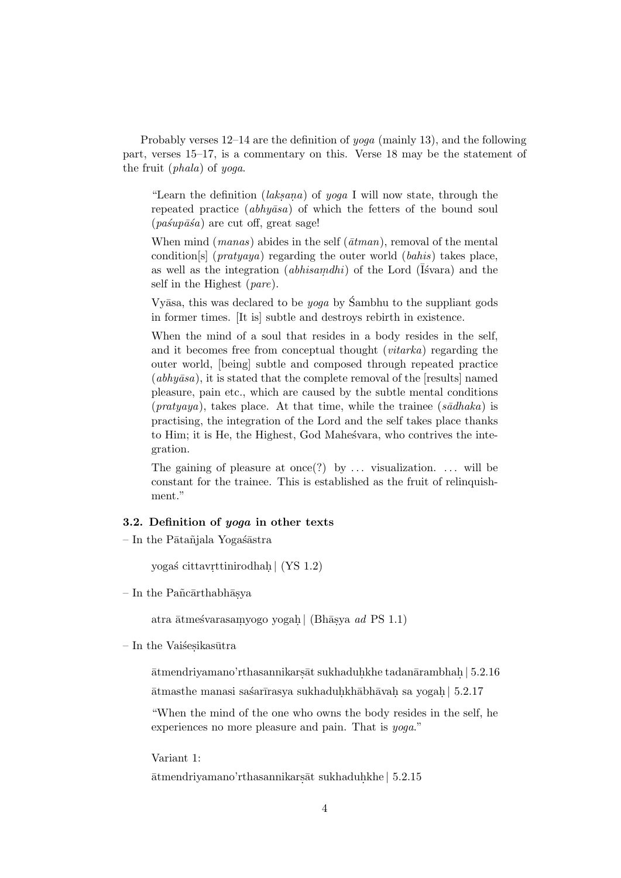Probably verses 12–14 are the definition of *yoga* (mainly 13), and the following part, verses 15–17, is a commentary on this. Verse 18 may be the statement of the fruit (*phala*) of *yoga*.

> "Learn the definition (*lakṣaṇa*) of *yoga* I will now state, through the repeated practice (*abhyāsa*) of which the fetters of the bound soul (*paśupāśa*) are cut off, great sage!
>
> When mind (*manas*) abides in the self (*ātman*), removal of the mental condition[s] (*pratyaya*) regarding the outer world (*bahis*) takes place, as well as the integration (*abhisaṃdhi*) of the Lord (Īśvara) and the self in the Highest (*pare*).
>
> Vyāsa, this was declared to be *yoga* by Śambhu to the suppliant gods in former times. [It is] subtle and destroys rebirth in existence.
>
> When the mind of a soul that resides in a body resides in the self, and it becomes free from conceptual thought (*vitarka*) regarding the outer world, [being] subtle and composed through repeated practice (*abhyāsa*), it is stated that the complete removal of the [results] named pleasure, pain etc., which are caused by the subtle mental conditions (*pratyaya*), takes place. At that time, while the trainee (*sādhaka*) is practising, the integration of the Lord and the self takes place thanks to Him; it is He, the Highest, God Maheśvara, who contrives the integration.
>
> The gaining of pleasure at once(?) by . . . visualization. . . . will be constant for the trainee. This is established as the fruit of relinquishment."

### 3.2. Definition of *yoga* in other texts

– In the Pātañjala Yogaśāstra

> yogaś cittavṛttinirodhaḥ | (YS 1.2)

– In the Pañcārthabhāṣya

> atra ātmeśvarasaṃyogo yogaḥ | (Bhāṣya *ad* PS 1.1)

– In the Vaiśeṣikasūtra

> ātmendriyamano'rthasannikarṣāt sukhaduḥkhe tadanārambhaḥ | 5.2.16
>
> ātmasthe manasi saśarīrasya sukhaduḥkhābhāvaḥ sa yogaḥ | 5.2.17
>
> "When the mind of the one who owns the body resides in the self, he experiences no more pleasure and pain. That is *yoga*."
>
> Variant 1:
>
> ātmendriyamano'rthasannikarṣāt sukhaduḥkhe | 5.2.15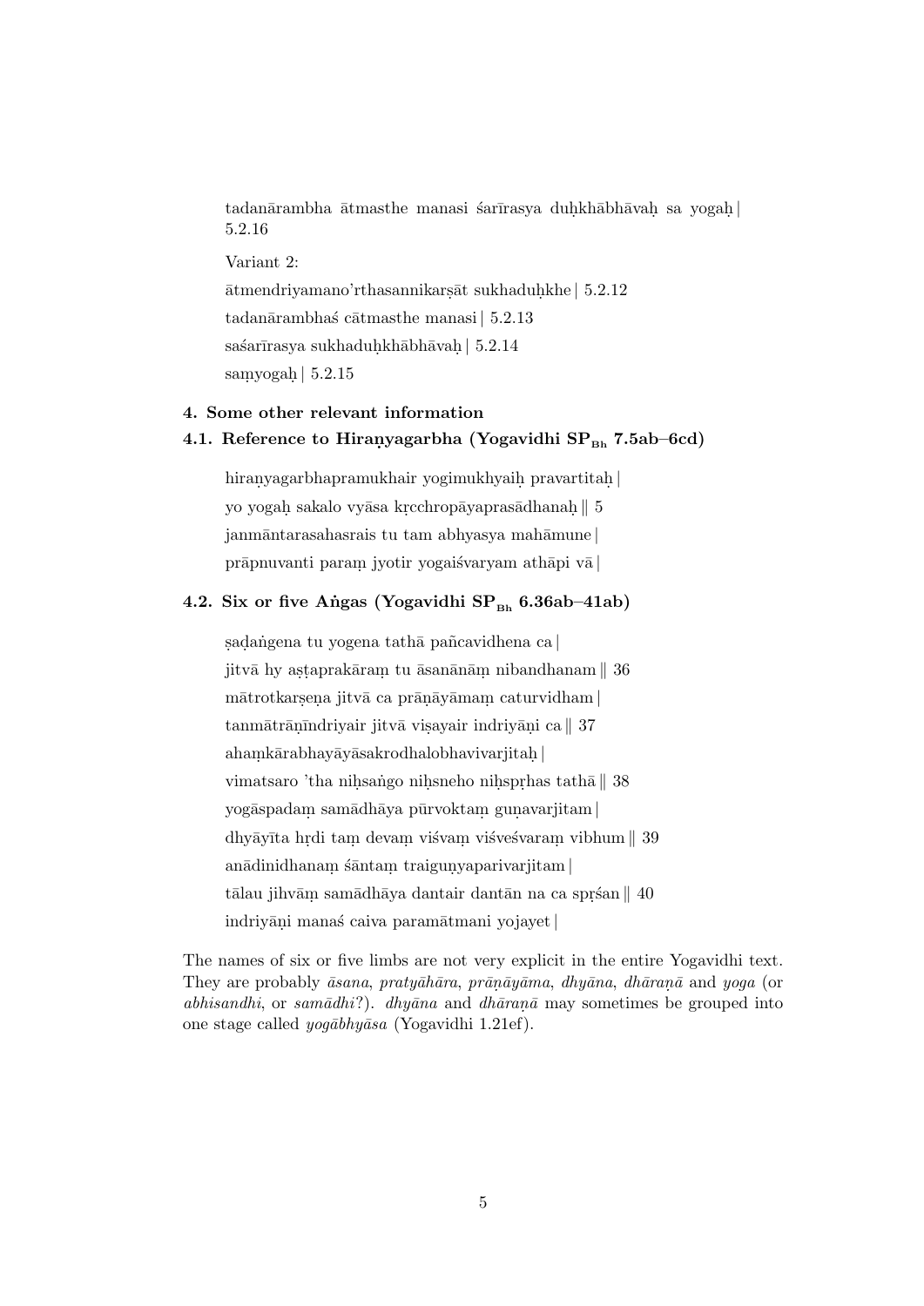tadanārambha ātmasthe manasi śarīrasya duḥkhābhāvaḥ sa yogaḥ |
5.2.16

Variant 2:

ātmendriyamano'rthasannikarṣāt sukhaduḥkhe | 5.2.12

tadanārambhaś cātmasthe manasi | 5.2.13

saśarīrasya sukhaduḥkhābhāvaḥ | 5.2.14

saṃyogaḥ | 5.2.15

### 4. Some other relevant information

#### 4.1. Reference to Hiraṇyagarbha (Yogavidhi $SP_{Bh}$ 7.5ab–6cd)

hiraṇyagarbhapramukhair yogimukhyaiḥ pravartitaḥ |
yo yogaḥ sakalo vyāsa kṛcchropāyaprasādhanaḥ ‖ 5
janmāntarasahasrais tu tam abhyasya mahāmune |
prāpnuvanti paraṃ jyotir yogaiśvaryam athāpi vā |

#### 4.2. Six or five Aṅgas (Yogavidhi $SP_{Bh}$ 6.36ab–41ab)

ṣaḍaṅgena tu yogena tathā pañcavidhena ca |
jitvā hy aṣṭaprakāraṃ tu āsanānāṃ nibandhanam ‖ 36
mātrotkarṣeṇa jitvā ca prāṇāyāmaṃ caturvidham |
tanmātrāṇīndriyair jitvā viṣayair indriyāṇi ca ‖ 37
ahaṃkārabhayāyāsakrodhalobhavivarjitaḥ |
vimatsaro 'tha niḥsaṅgo niḥsneho niḥspṛhas tathā ‖ 38
yogāspadaṃ samādhāya pūrvoktaṃ guṇavarjitam |
dhyāyīta hṛdi taṃ devaṃ viśvaṃ viśveśvaraṃ vibhum ‖ 39
anādinidhanaṃ śāntaṃ traiguṇyaparivarjitam |
tālau jihvāṃ samādhāya dantair dantān na ca spṛśan ‖ 40
indriyāṇi manaś caiva paramātmani yojayet |

The names of six or five limbs are not very explicit in the entire Yogavidhi text. They are probably *āsana*, *pratyāhāra*, *prāṇāyāma*, *dhyāna*, *dhāraṇā* and *yoga* (or *abhisandhi*, or *samādhi*?). *dhyāna* and *dhāraṇā* may sometimes be grouped into one stage called *yogābhyāsa* (Yogavidhi 1.21ef).